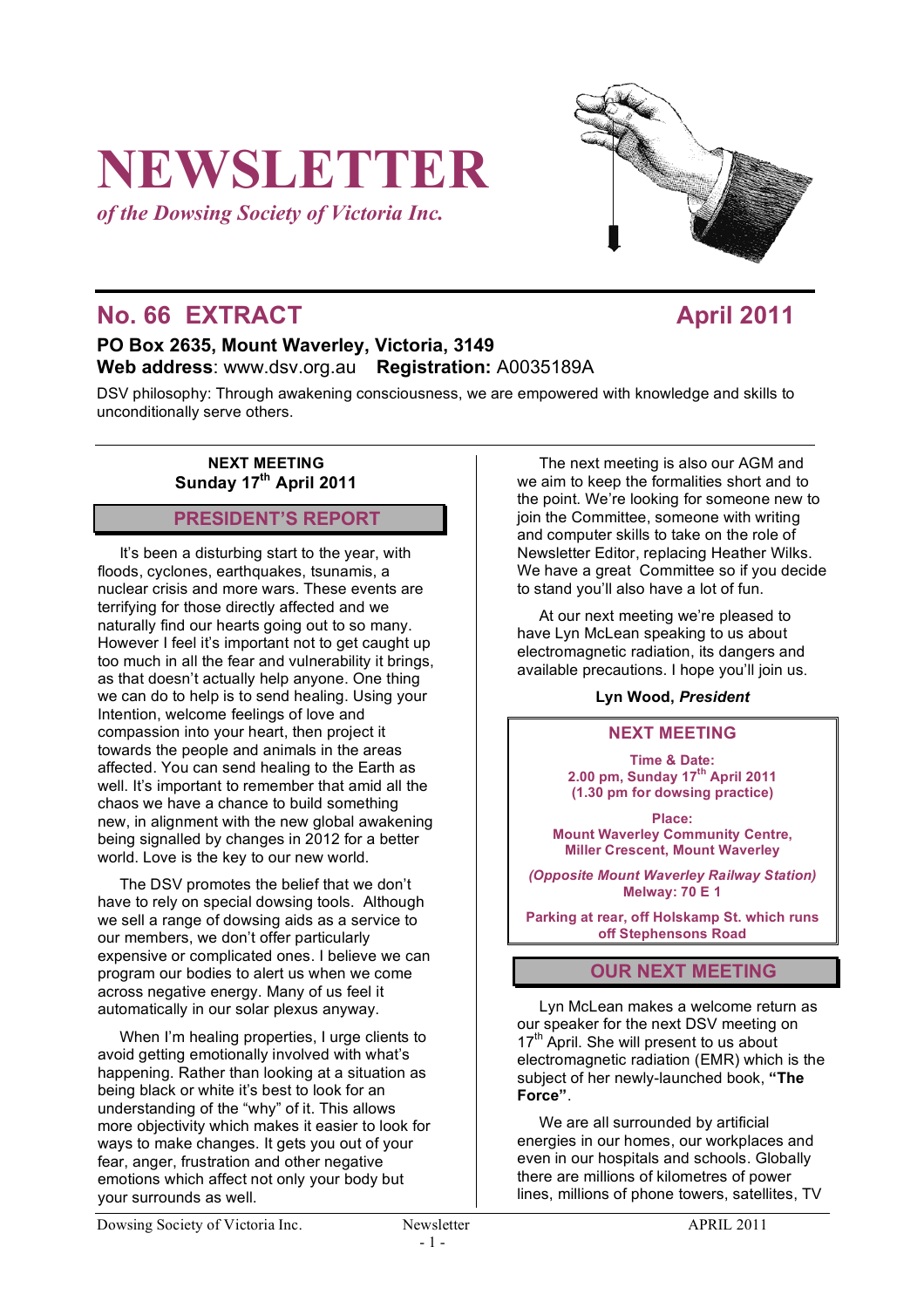# NEWSLETTER

*of the Dowsing Society of Victoria Inc.*

## No. 66 EXTRACT — April 2011

**PO Box 2635, Mount Waverley, Victoria, 3149**
**Web address**: www.dsv.org.au **Registration:** A0035189A

DSV philosophy: Through awakening consciousness, we are empowered with knowledge and skills to unconditionally serve others.

**NEXT MEETING**
**Sunday 17th April 2011**

## PRESIDENT'S REPORT

It's been a disturbing start to the year, with floods, cyclones, earthquakes, tsunamis, a nuclear crisis and more wars. These events are terrifying for those directly affected and we naturally find our hearts going out to so many. However I feel it's important not to get caught up too much in all the fear and vulnerability it brings, as that doesn't actually help anyone. One thing we can do to help is to send healing. Using your Intention, welcome feelings of love and compassion into your heart, then project it towards the people and animals in the areas affected. You can send healing to the Earth as well. It's important to remember that amid all the chaos we have a chance to build something new, in alignment with the new global awakening being signalled by changes in 2012 for a better world. Love is the key to our new world.

The DSV promotes the belief that we don't have to rely on special dowsing tools. Although we sell a range of dowsing aids as a service to our members, we don't offer particularly expensive or complicated ones. I believe we can program our bodies to alert us when we come across negative energy. Many of us feel it automatically in our solar plexus anyway.

When I'm healing properties, I urge clients to avoid getting emotionally involved with what's happening. Rather than looking at a situation as being black or white it's best to look for an understanding of the "why" of it. This allows more objectivity which makes it easier to look for ways to make changes. It gets you out of your fear, anger, frustration and other negative emotions which affect not only your body but your surrounds as well.

The next meeting is also our AGM and we aim to keep the formalities short and to the point. We're looking for someone new to join the Committee, someone with writing and computer skills to take on the role of Newsletter Editor, replacing Heather Wilks. We have a great Committee so if you decide to stand you'll also have a lot of fun.

At our next meeting we're pleased to have Lyn McLean speaking to us about electromagnetic radiation, its dangers and available precautions. I hope you'll join us.

**Lyn Wood,** ***President***

## NEXT MEETING

**Time & Date:**
**2.00 pm, Sunday 17th April 2011**
**(1.30 pm for dowsing practice)**

**Place:**
**Mount Waverley Community Centre, Miller Crescent, Mount Waverley**

***(Opposite Mount Waverley Railway Station)***
**Melway: 70 E 1**

**Parking at rear, off Holskamp St. which runs off Stephensons Road**

## OUR NEXT MEETING

Lyn McLean makes a welcome return as our speaker for the next DSV meeting on 17th April. She will present to us about electromagnetic radiation (EMR) which is the subject of her newly-launched book, **"The Force"**.

We are all surrounded by artificial energies in our homes, our workplaces and even in our hospitals and schools. Globally there are millions of kilometres of power lines, millions of phone towers, satellites, TV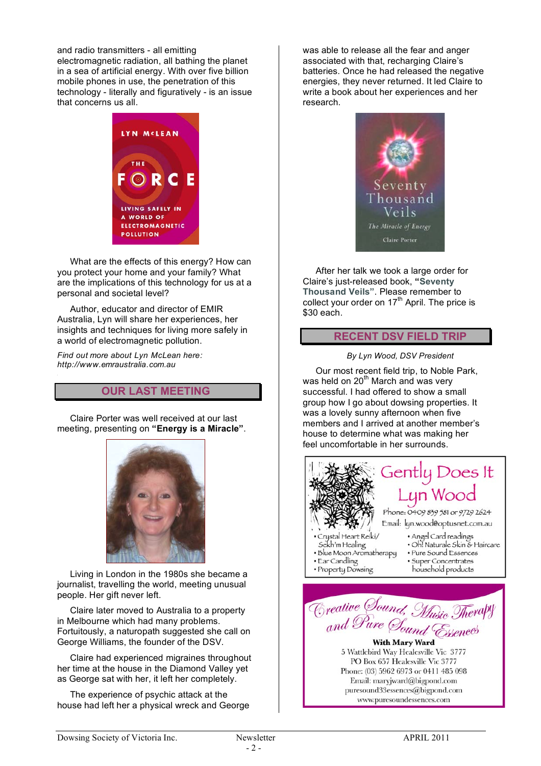and radio transmitters - all emitting electromagnetic radiation, all bathing the planet in a sea of artificial energy. With over five billion mobile phones in use, the penetration of this technology - literally and figuratively - is an issue that concerns us all.

LYN McLEAN
THE FORCE
LIVING SAFELY IN A WORLD OF ELECTROMAGNETIC POLLUTION

What are the effects of this energy? How can you protect your home and your family? What are the implications of this technology for us at a personal and societal level?

Author, educator and director of EMIR Australia, Lyn will share her experiences, her insights and techniques for living more safely in a world of electromagnetic pollution.

*Find out more about Lyn McLean here: http://www.emraustralia.com.au*

## OUR LAST MEETING

Claire Porter was well received at our last meeting, presenting on **"Energy is a Miracle"**.

Living in London in the 1980s she became a journalist, travelling the world, meeting unusual people. Her gift never left.

Claire later moved to Australia to a property in Melbourne which had many problems. Fortuitously, a naturopath suggested she call on George Williams, the founder of the DSV.

Claire had experienced migraines throughout her time at the house in the Diamond Valley yet as George sat with her, it left her completely.

The experience of psychic attack at the house had left her a physical wreck and George was able to release all the fear and anger associated with that, recharging Claire's batteries. Once he had released the negative energies, they never returned. It led Claire to write a book about her experiences and her research.

Seventy Thousand Veils
The Miracle of Energy
Claire Porter

After her talk we took a large order for Claire's just-released book, **"Seventy Thousand Veils"**. Please remember to collect your order on 17th April. The price is $30 each.

## RECENT DSV FIELD TRIP

*By Lyn Wood, DSV President*

Our most recent field trip, to Noble Park, was held on 20th March and was very successful. I had offered to show a small group how I go about dowsing properties. It was a lovely sunny afternoon when five members and I arrived at another member's house to determine what was making her feel uncomfortable in her surrounds.

Gently Does It
Lyn Wood
Phone: 0409 839 581 or 9729 2624
Email: lyn.wood@optusnet.com.au

- Crystal Heart Reiki/ Sekh'm Healing
- Blue Moon Aromatherapy
- Ear Candling
- Property Dowsing
- Angel Card readings
- Oh! Naturale Skin & Haircare
- Pure Sound Essences
- Super Concentrates household products

Creative Sound, Music Therapy and Pure Sound Essences
With Mary Ward
5 Wattlebird Way Healesville Vic 3777
PO Box 657 Healesville Vic 3777
Phone: (03) 5962 6973 or 0411 485 098
Email: maryjward@bigpond.com
puresound33essences@bigpond.com
www.puresoundessences.com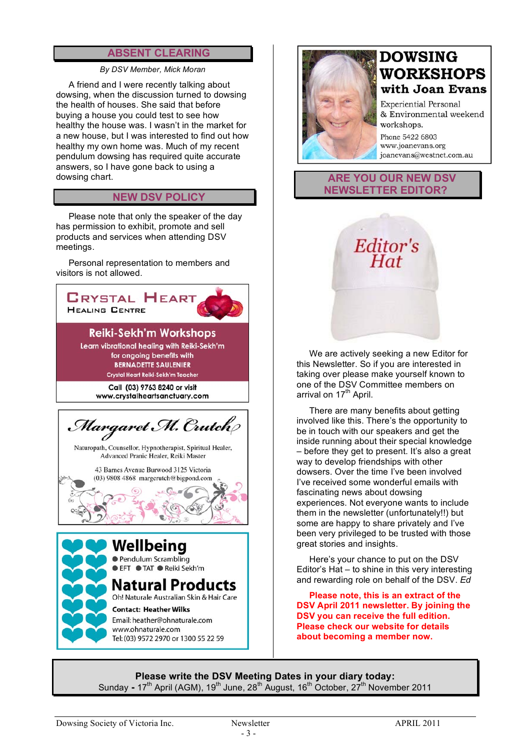## ABSENT CLEARING

*By DSV Member, Mick Moran*

A friend and I were recently talking about dowsing, when the discussion turned to dowsing the health of houses. She said that before buying a house you could test to see how healthy the house was. I wasn't in the market for a new house, but I was interested to find out how healthy my own home was. Much of my recent pendulum dowsing has required quite accurate answers, so I have gone back to using a dowsing chart.

## NEW DSV POLICY

Please note that only the speaker of the day has permission to exhibit, promote and sell products and services when attending DSV meetings.

Personal representation to members and visitors is not allowed.

**CRYSTAL HEART**
**HEALING CENTRE**

**Reiki-Sekh'm Workshops**
Learn vibrational healing with Reiki-Sekh'm for ongoing benefits with
**BERNADETTE SAULENIER**
Crystal Heart Reiki-Sekh'm Teacher

**Call (03) 9763 8240 or visit www.crystalheartsanctuary.com**

*Margaret M. Crutch*

Naturopath, Counsellor, Hypnotherapist, Spiritual Healer, Advanced Pranic Healer, Reiki Master

43 Barnes Avenue Burwood 3125 Victoria
(03) 9808 4868 margcrutch@bigpond.com

**Wellbeing**
- Pendulum Scrambling
- EFT
- TAT
- Reiki Sekh'm

**Natural Products**
Oh! Naturale Australian Skin & Hair Care

**Contact: Heather Wilks**
Email: heather@ohnaturale.com
www.ohnaturale.com
Tel: (03) 9572 2970 or 1300 55 22 59

**DOWSING WORKSHOPS**
**with Joan Evans**

Experiential Personal & Environmental weekend workshops.

Phone 5422 6803
www.joanevans.org
joanevans@westnet.com.au

## ARE YOU OUR NEW DSV NEWSLETTER EDITOR?

Editor's Hat

We are actively seeking a new Editor for this Newsletter. So if you are interested in taking over please make yourself known to one of the DSV Committee members on arrival on 17th April.

There are many benefits about getting involved like this. There's the opportunity to be in touch with our speakers and get the inside running about their special knowledge – before they get to present. It's also a great way to develop friendships with other dowsers. Over the time I've been involved I've received some wonderful emails with fascinating news about dowsing experiences. Not everyone wants to include them in the newsletter (unfortunately!!) but some are happy to share privately and I've been very privileged to be trusted with those great stories and insights.

Here's your chance to put on the DSV Editor's Hat – to shine in this very interesting and rewarding role on behalf of the DSV. *Ed*

**Please note, this is an extract of the DSV April 2011 newsletter. By joining the DSV you can receive the full edition. Please check our website for details about becoming a member now.**

**Please write the DSV Meeting Dates in your diary today:**
Sunday **-** 17th April (AGM), 19th June, 28th August, 16th October, 27th November 2011